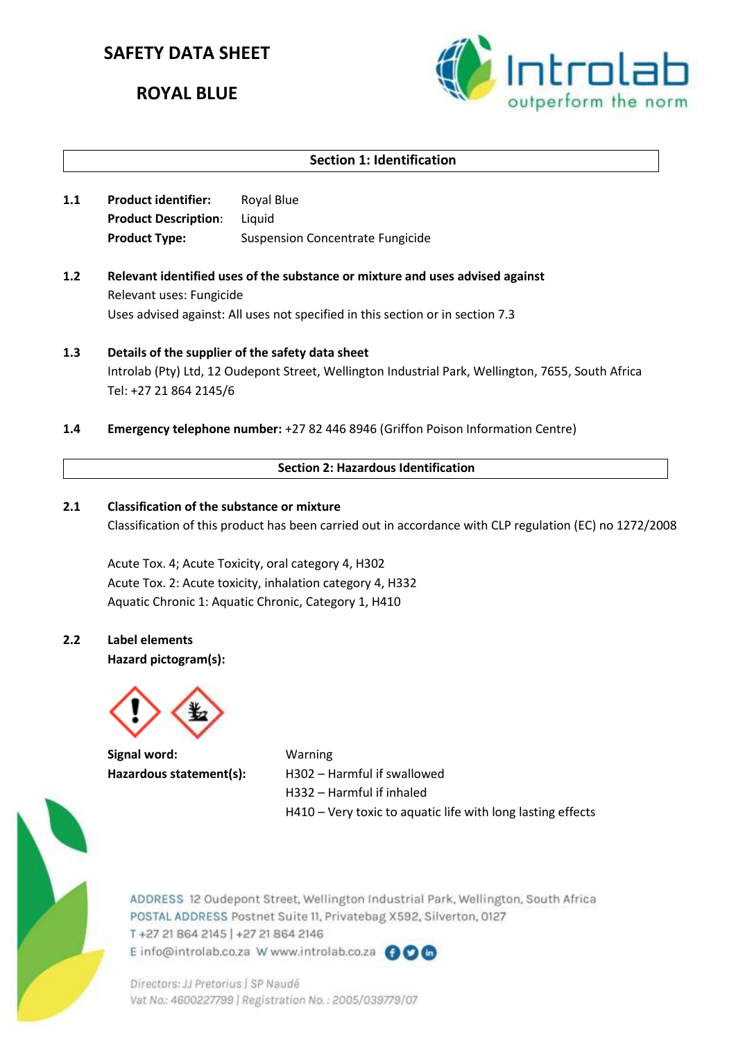# SAFETY DATA SHEET

# ROYAL BLUE

## Section 1: Identification

**1.1** **Product identifier:** Royal Blue
**Product Description:** Liquid
**Product Type:** Suspension Concentrate Fungicide

**1.2** **Relevant identified uses of the substance or mixture and uses advised against**
Relevant uses: Fungicide
Uses advised against: All uses not specified in this section or in section 7.3

**1.3** **Details of the supplier of the safety data sheet**
Introlab (Pty) Ltd, 12 Oudepont Street, Wellington Industrial Park, Wellington, 7655, South Africa
Tel: +27 21 864 2145/6

**1.4** **Emergency telephone number:** +27 82 446 8946 (Griffon Poison Information Centre)

## Section 2: Hazardous Identification

**2.1** **Classification of the substance or mixture**
Classification of this product has been carried out in accordance with CLP regulation (EC) no 1272/2008

Acute Tox. 4; Acute Toxicity, oral category 4, H302
Acute Tox. 2: Acute toxicity, inhalation category 4, H332
Aquatic Chronic 1: Aquatic Chronic, Category 1, H410

**2.2** **Label elements**
**Hazard pictogram(s):**

**Signal word:** Warning
**Hazardous statement(s):** H302 – Harmful if swallowed
H332 – Harmful if inhaled
H410 – Very toxic to aquatic life with long lasting effects

ADDRESS 12 Oudepont Street, Wellington Industrial Park, Wellington, South Africa
POSTAL ADDRESS Postnet Suite 11, Privatebag X592, Silverton, 0127
T +27 21 864 2145 | +27 21 864 2146
E info@introlab.co.za W www.introlab.co.za

Directors: JJ Pretorius | SP Naudé
Vat No.: 4600227799 | Registration No.: 2005/039779/07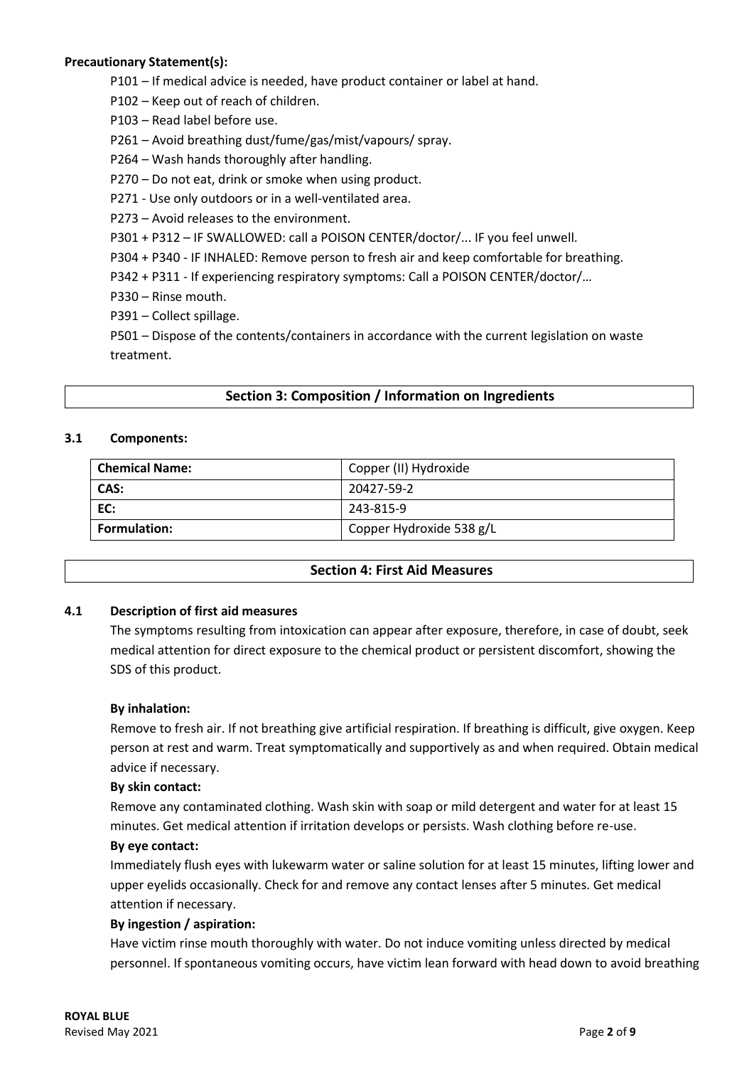**Precautionary Statement(s):**

P101 – If medical advice is needed, have product container or label at hand.

P102 – Keep out of reach of children.

P103 – Read label before use.

P261 – Avoid breathing dust/fume/gas/mist/vapours/ spray.

P264 – Wash hands thoroughly after handling.

P270 – Do not eat, drink or smoke when using product.

P271 - Use only outdoors or in a well-ventilated area.

P273 – Avoid releases to the environment.

P301 + P312 – IF SWALLOWED: call a POISON CENTER/doctor/... IF you feel unwell.

P304 + P340 - IF INHALED: Remove person to fresh air and keep comfortable for breathing.

P342 + P311 - If experiencing respiratory symptoms: Call a POISON CENTER/doctor/…

P330 – Rinse mouth.

P391 – Collect spillage.

P501 – Dispose of the contents/containers in accordance with the current legislation on waste treatment.

## Section 3: Composition / Information on Ingredients

### 3.1 Components:

| **Chemical Name:** | Copper (II) Hydroxide |
|---|---|
| **CAS:** | 20427-59-2 |
| **EC:** | 243-815-9 |
| **Formulation:** | Copper Hydroxide 538 g/L |

## Section 4: First Aid Measures

### 4.1 Description of first aid measures

The symptoms resulting from intoxication can appear after exposure, therefore, in case of doubt, seek medical attention for direct exposure to the chemical product or persistent discomfort, showing the SDS of this product.

**By inhalation:**

Remove to fresh air. If not breathing give artificial respiration. If breathing is difficult, give oxygen. Keep person at rest and warm. Treat symptomatically and supportively as and when required. Obtain medical advice if necessary.

**By skin contact:**

Remove any contaminated clothing. Wash skin with soap or mild detergent and water for at least 15 minutes. Get medical attention if irritation develops or persists. Wash clothing before re-use.

**By eye contact:**

Immediately flush eyes with lukewarm water or saline solution for at least 15 minutes, lifting lower and upper eyelids occasionally. Check for and remove any contact lenses after 5 minutes. Get medical attention if necessary.

**By ingestion / aspiration:**

Have victim rinse mouth thoroughly with water. Do not induce vomiting unless directed by medical personnel. If spontaneous vomiting occurs, have victim lean forward with head down to avoid breathing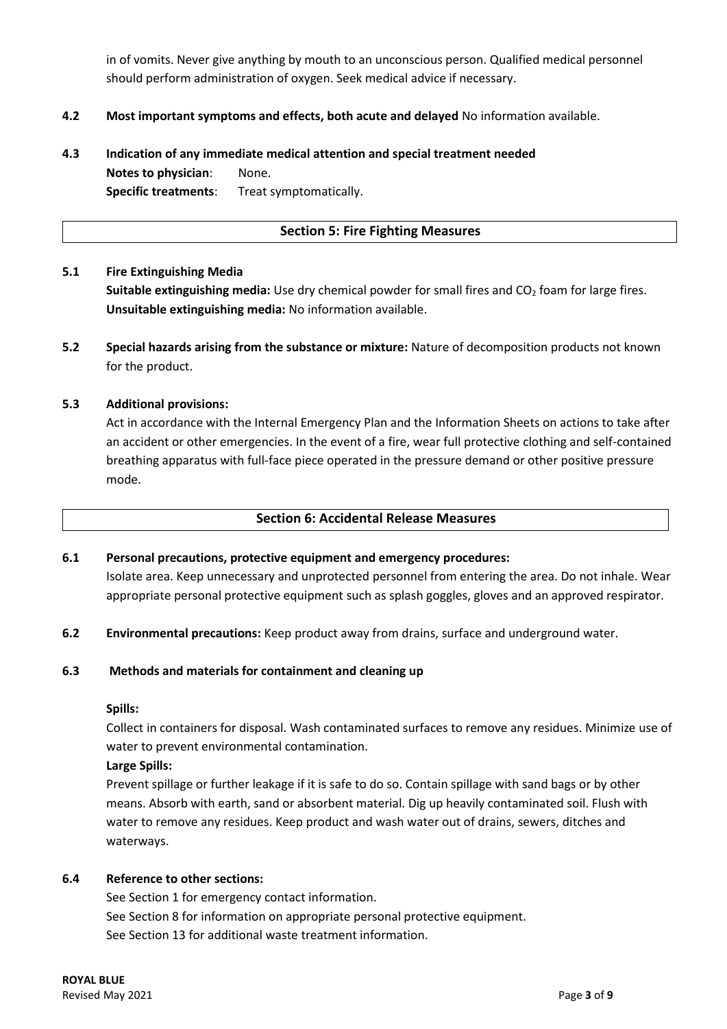in of vomits. Never give anything by mouth to an unconscious person. Qualified medical personnel should perform administration of oxygen. Seek medical advice if necessary.

**4.2 Most important symptoms and effects, both acute and delayed** No information available.

**4.3 Indication of any immediate medical attention and special treatment needed**

**Notes to physician**: None.
**Specific treatments**: Treat symptomatically.

## Section 5: Fire Fighting Measures

**5.1 Fire Extinguishing Media**

**Suitable extinguishing media:** Use dry chemical powder for small fires and $CO_2$ foam for large fires.
**Unsuitable extinguishing media:** No information available.

**5.2 Special hazards arising from the substance or mixture:** Nature of decomposition products not known for the product.

**5.3 Additional provisions:**

Act in accordance with the Internal Emergency Plan and the Information Sheets on actions to take after an accident or other emergencies. In the event of a fire, wear full protective clothing and self-contained breathing apparatus with full-face piece operated in the pressure demand or other positive pressure mode.

## Section 6: Accidental Release Measures

**6.1 Personal precautions, protective equipment and emergency procedures:**

Isolate area. Keep unnecessary and unprotected personnel from entering the area. Do not inhale. Wear appropriate personal protective equipment such as splash goggles, gloves and an approved respirator.

**6.2 Environmental precautions:** Keep product away from drains, surface and underground water.

**6.3 Methods and materials for containment and cleaning up**

**Spills:**

Collect in containers for disposal. Wash contaminated surfaces to remove any residues. Minimize use of water to prevent environmental contamination.

**Large Spills:**

Prevent spillage or further leakage if it is safe to do so. Contain spillage with sand bags or by other means. Absorb with earth, sand or absorbent material. Dig up heavily contaminated soil. Flush with water to remove any residues. Keep product and wash water out of drains, sewers, ditches and waterways.

**6.4 Reference to other sections:**

See Section 1 for emergency contact information.
See Section 8 for information on appropriate personal protective equipment.
See Section 13 for additional waste treatment information.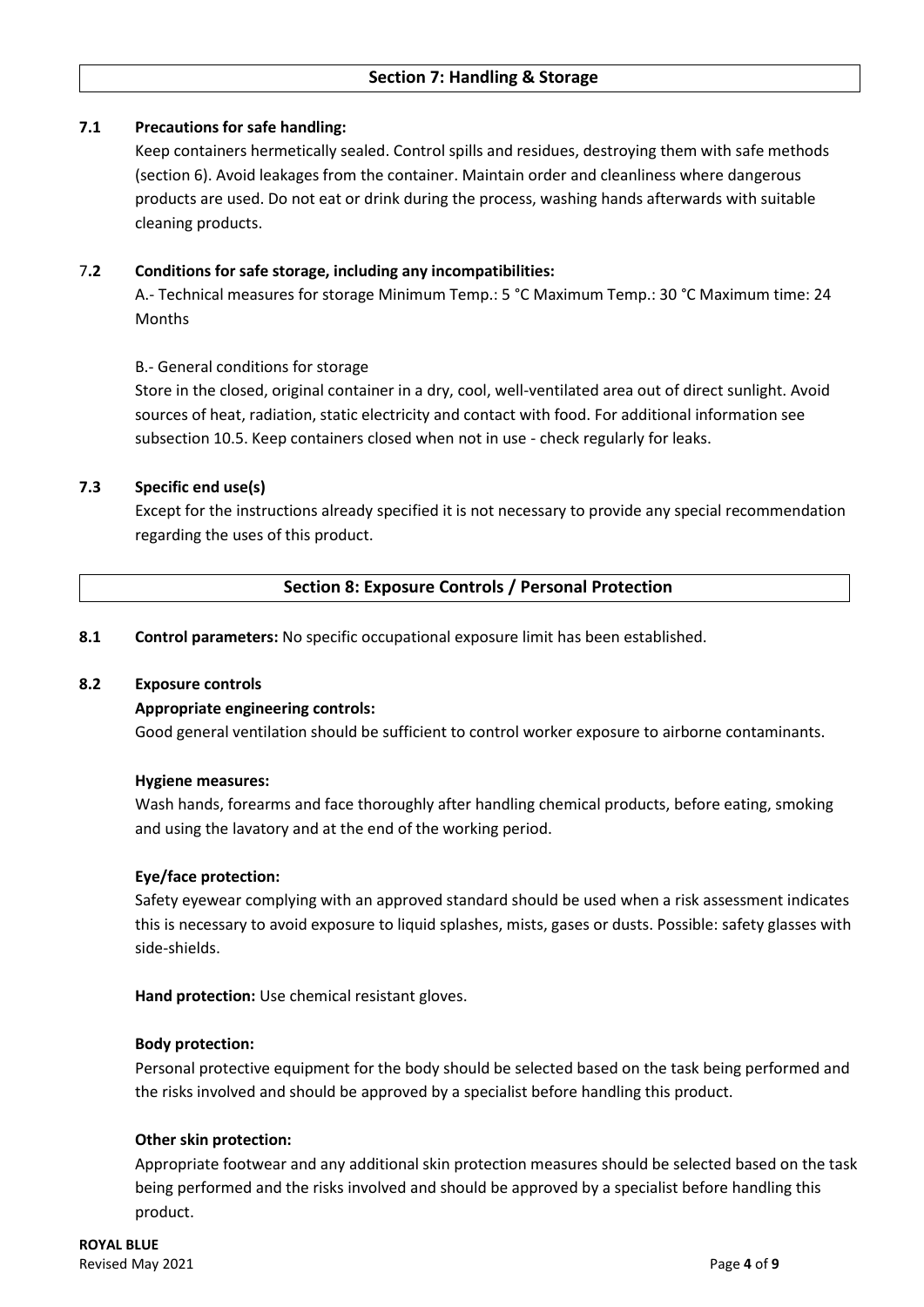## Section 7: Handling & Storage

**7.1 Precautions for safe handling:**

Keep containers hermetically sealed. Control spills and residues, destroying them with safe methods (section 6). Avoid leakages from the container. Maintain order and cleanliness where dangerous products are used. Do not eat or drink during the process, washing hands afterwards with suitable cleaning products.

**7.2 Conditions for safe storage, including any incompatibilities:**

A.- Technical measures for storage Minimum Temp.: 5 °C Maximum Temp.: 30 °C Maximum time: 24 Months

B.- General conditions for storage

Store in the closed, original container in a dry, cool, well-ventilated area out of direct sunlight. Avoid sources of heat, radiation, static electricity and contact with food. For additional information see subsection 10.5. Keep containers closed when not in use - check regularly for leaks.

**7.3 Specific end use(s)**

Except for the instructions already specified it is not necessary to provide any special recommendation regarding the uses of this product.

## Section 8: Exposure Controls / Personal Protection

**8.1 Control parameters:** No specific occupational exposure limit has been established.

**8.2 Exposure controls**

**Appropriate engineering controls:**

Good general ventilation should be sufficient to control worker exposure to airborne contaminants.

**Hygiene measures:**

Wash hands, forearms and face thoroughly after handling chemical products, before eating, smoking and using the lavatory and at the end of the working period.

**Eye/face protection:**

Safety eyewear complying with an approved standard should be used when a risk assessment indicates this is necessary to avoid exposure to liquid splashes, mists, gases or dusts. Possible: safety glasses with side-shields.

**Hand protection:** Use chemical resistant gloves.

**Body protection:**

Personal protective equipment for the body should be selected based on the task being performed and the risks involved and should be approved by a specialist before handling this product.

**Other skin protection:**

Appropriate footwear and any additional skin protection measures should be selected based on the task being performed and the risks involved and should be approved by a specialist before handling this product.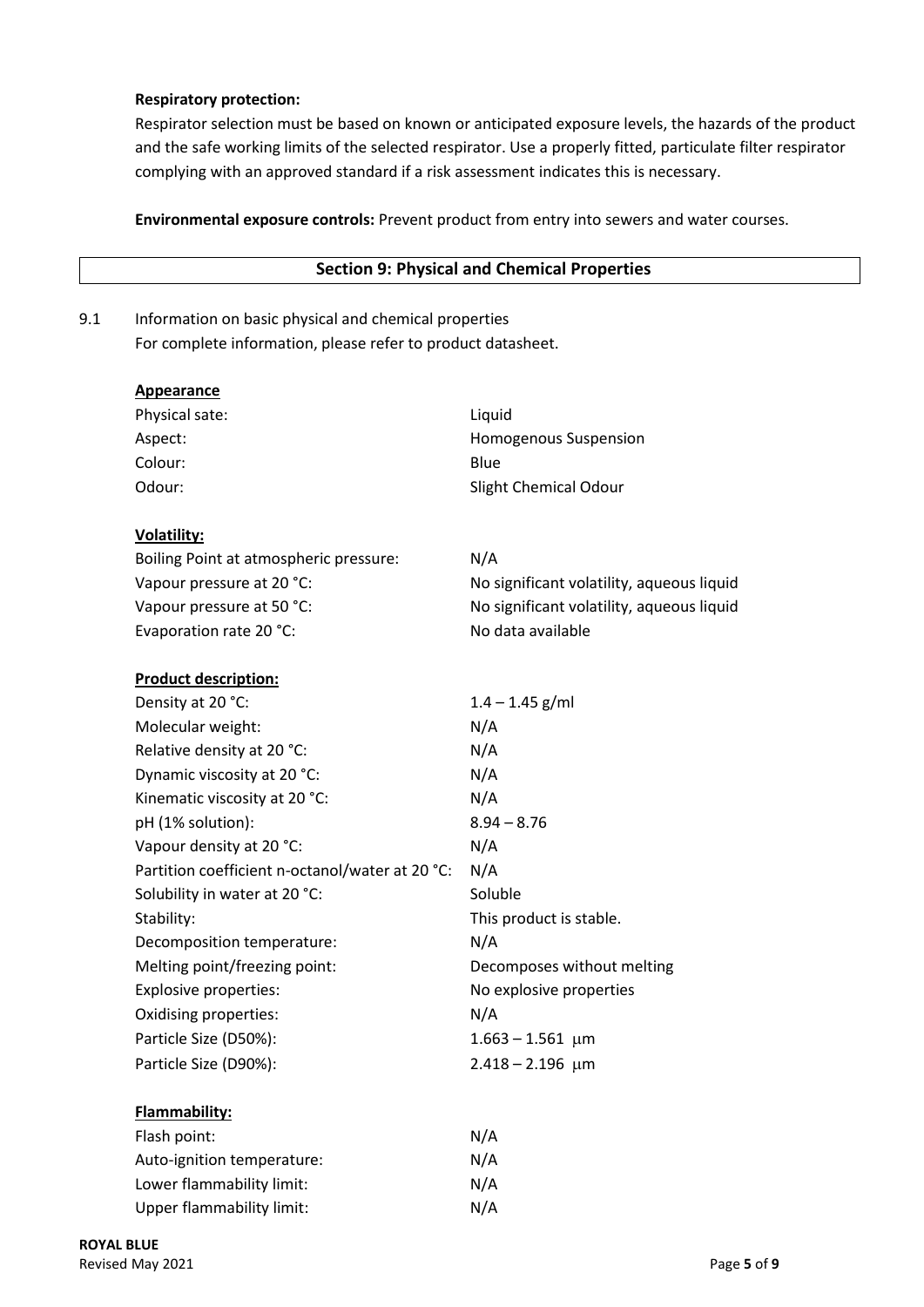**Respiratory protection:**
Respirator selection must be based on known or anticipated exposure levels, the hazards of the product and the safe working limits of the selected respirator. Use a properly fitted, particulate filter respirator complying with an approved standard if a risk assessment indicates this is necessary.

**Environmental exposure controls:** Prevent product from entry into sewers and water courses.

## Section 9: Physical and Chemical Properties

9.1 Information on basic physical and chemical properties
For complete information, please refer to product datasheet.

**Appearance**

| | |
|---|---|
| Physical sate: | Liquid |
| Aspect: | Homogenous Suspension |
| Colour: | Blue |
| Odour: | Slight Chemical Odour |

**Volatility:**

| | |
|---|---|
| Boiling Point at atmospheric pressure: | N/A |
| Vapour pressure at 20 °C: | No significant volatility, aqueous liquid |
| Vapour pressure at 50 °C: | No significant volatility, aqueous liquid |
| Evaporation rate 20 °C: | No data available |

**Product description:**

| | |
|---|---|
| Density at 20 °C: | 1.4 – 1.45 g/ml |
| Molecular weight: | N/A |
| Relative density at 20 °C: | N/A |
| Dynamic viscosity at 20 °C: | N/A |
| Kinematic viscosity at 20 °C: | N/A |
| pH (1% solution): | 8.94 – 8.76 |
| Vapour density at 20 °C: | N/A |
| Partition coefficient n-octanol/water at 20 °C: | N/A |
| Solubility in water at 20 °C: | Soluble |
| Stability: | This product is stable. |
| Decomposition temperature: | N/A |
| Melting point/freezing point: | Decomposes without melting |
| Explosive properties: | No explosive properties |
| Oxidising properties: | N/A |
| Particle Size (D50%): | 1.663 – 1.561 μm |
| Particle Size (D90%): | 2.418 – 2.196 μm |

**Flammability:**

| | |
|---|---|
| Flash point: | N/A |
| Auto-ignition temperature: | N/A |
| Lower flammability limit: | N/A |
| Upper flammability limit: | N/A |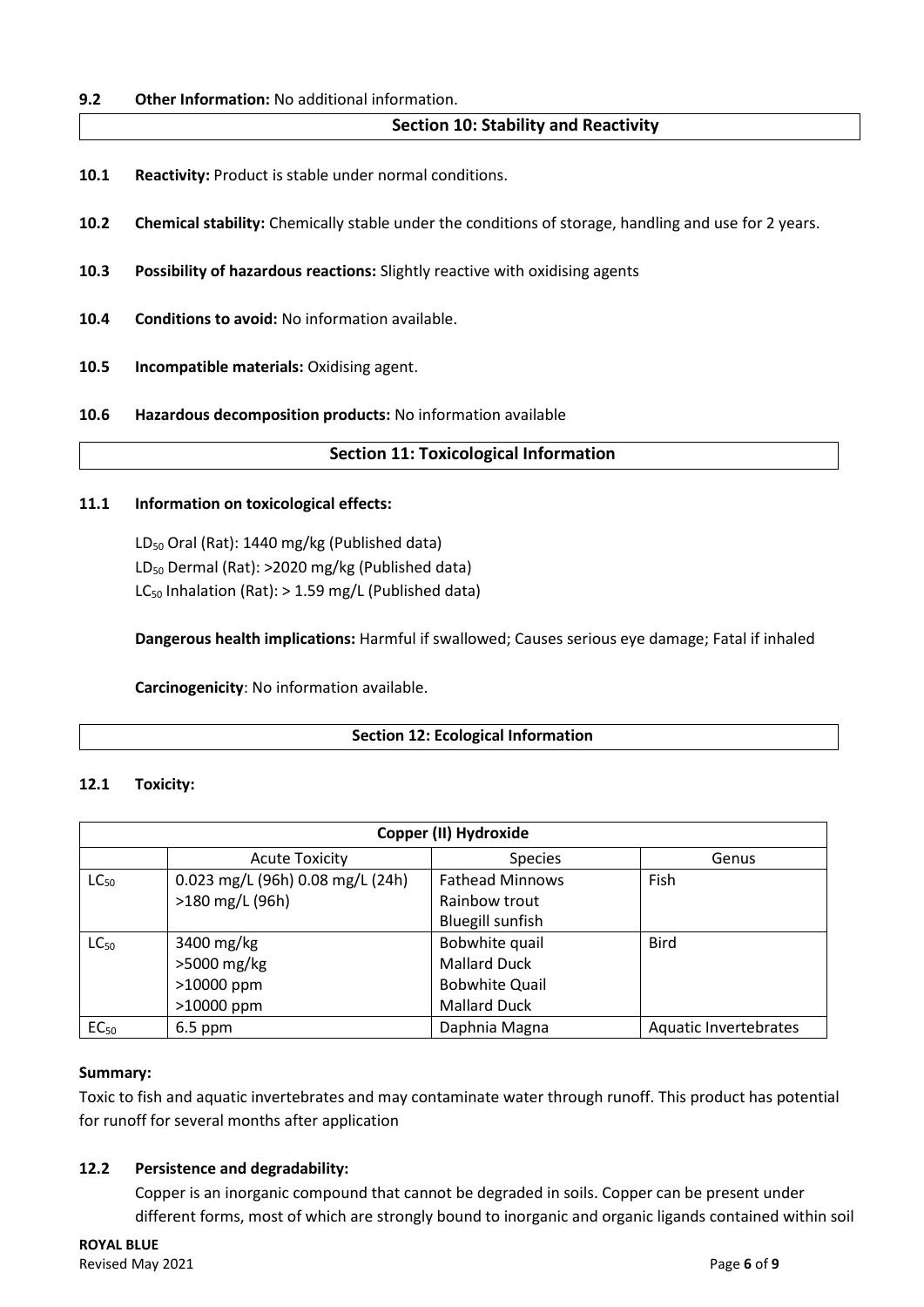**9.2 Other Information:** No additional information.

## Section 10: Stability and Reactivity

**10.1 Reactivity:** Product is stable under normal conditions.

**10.2 Chemical stability:** Chemically stable under the conditions of storage, handling and use for 2 years.

**10.3 Possibility of hazardous reactions:** Slightly reactive with oxidising agents

**10.4 Conditions to avoid:** No information available.

**10.5 Incompatible materials:** Oxidising agent.

**10.6 Hazardous decomposition products:** No information available

## Section 11: Toxicological Information

**11.1 Information on toxicological effects:**

$LD_{50}$ Oral (Rat): 1440 mg/kg (Published data)
$LD_{50}$ Dermal (Rat): >2020 mg/kg (Published data)
$LC_{50}$ Inhalation (Rat): > 1.59 mg/L (Published data)

**Dangerous health implications:** Harmful if swallowed; Causes serious eye damage; Fatal if inhaled

**Carcinogenicity**: No information available.

## Section 12: Ecological Information

**12.1 Toxicity:**

| Copper (II) Hydroxide | | | |
|---|---|---|---|
| | Acute Toxicity | Species | Genus |
| $LC_{50}$ | 0.023 mg/L (96h) 0.08 mg/L (24h)<br>>180 mg/L (96h) | Fathead Minnows<br>Rainbow trout<br>Bluegill sunfish | Fish |
| $LC_{50}$ | 3400 mg/kg<br>>5000 mg/kg<br>>10000 ppm<br>>10000 ppm | Bobwhite quail<br>Mallard Duck<br>Bobwhite Quail<br>Mallard Duck | Bird |
| $EC_{50}$ | 6.5 ppm | Daphnia Magna | Aquatic Invertebrates |

**Summary:**

Toxic to fish and aquatic invertebrates and may contaminate water through runoff. This product has potential for runoff for several months after application

**12.2 Persistence and degradability:**

Copper is an inorganic compound that cannot be degraded in soils. Copper can be present under different forms, most of which are strongly bound to inorganic and organic ligands contained within soil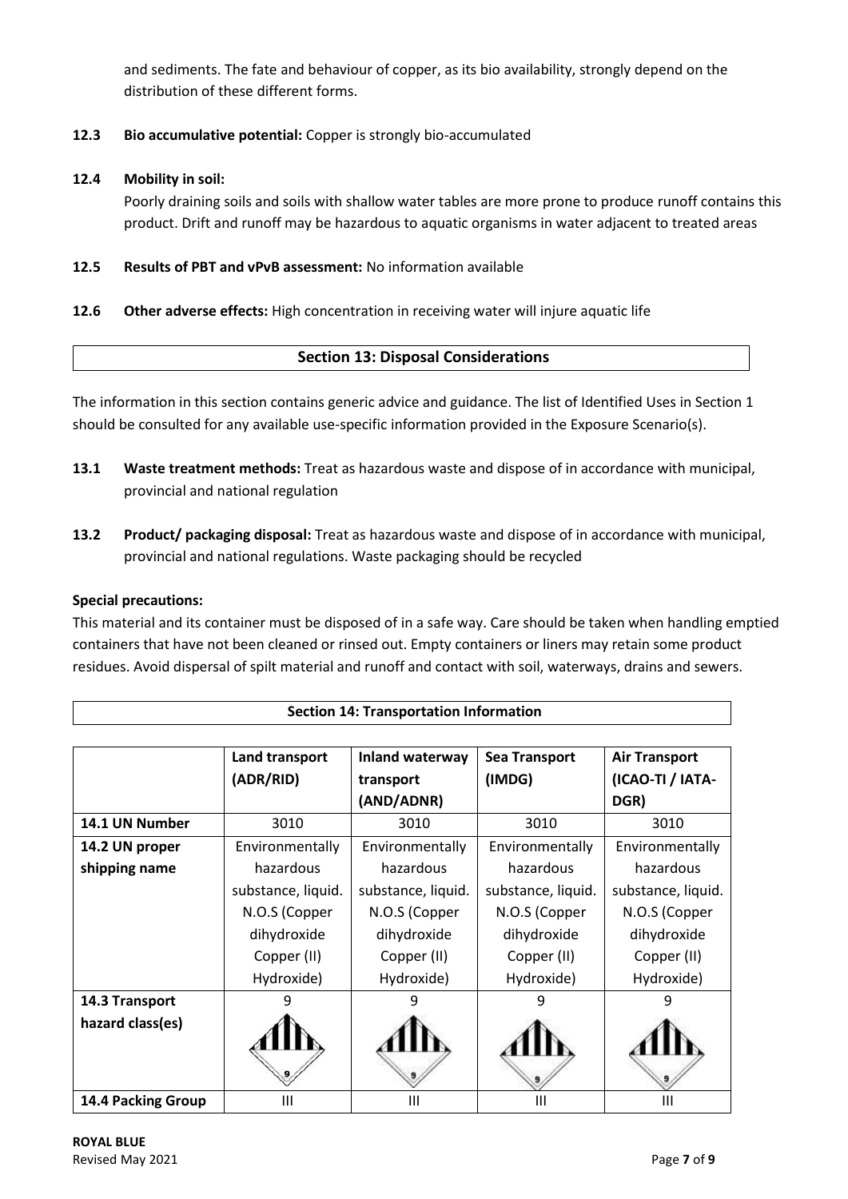and sediments. The fate and behaviour of copper, as its bio availability, strongly depend on the distribution of these different forms.

**12.3 Bio accumulative potential:** Copper is strongly bio-accumulated

**12.4 Mobility in soil:**

Poorly draining soils and soils with shallow water tables are more prone to produce runoff contains this product. Drift and runoff may be hazardous to aquatic organisms in water adjacent to treated areas

**12.5 Results of PBT and vPvB assessment:** No information available

**12.6 Other adverse effects:** High concentration in receiving water will injure aquatic life

## Section 13: Disposal Considerations

The information in this section contains generic advice and guidance. The list of Identified Uses in Section 1 should be consulted for any available use-specific information provided in the Exposure Scenario(s).

**13.1 Waste treatment methods:** Treat as hazardous waste and dispose of in accordance with municipal, provincial and national regulation

**13.2 Product/ packaging disposal:** Treat as hazardous waste and dispose of in accordance with municipal, provincial and national regulations. Waste packaging should be recycled

**Special precautions:**

This material and its container must be disposed of in a safe way. Care should be taken when handling emptied containers that have not been cleaned or rinsed out. Empty containers or liners may retain some product residues. Avoid dispersal of spilt material and runoff and contact with soil, waterways, drains and sewers.

## Section 14: Transportation Information

| | Land transport (ADR/RID) | Inland waterway transport (AND/ADNR) | Sea Transport (IMDG) | Air Transport (ICAO-TI / IATA-DGR) |
|---|---|---|---|---|
| **14.1 UN Number** | 3010 | 3010 | 3010 | 3010 |
| **14.2 UN proper shipping name** | Environmentally hazardous substance, liquid. N.O.S (Copper dihydroxide Copper (II) Hydroxide) | Environmentally hazardous substance, liquid. N.O.S (Copper dihydroxide Copper (II) Hydroxide) | Environmentally hazardous substance, liquid. N.O.S (Copper dihydroxide Copper (II) Hydroxide) | Environmentally hazardous substance, liquid. N.O.S (Copper dihydroxide Copper (II) Hydroxide) |
| **14.3 Transport hazard class(es)** | 9 | 9 | 9 | 9 |
| **14.4 Packing Group** | III | III | III | III |

**ROYAL BLUE**
Revised May 2021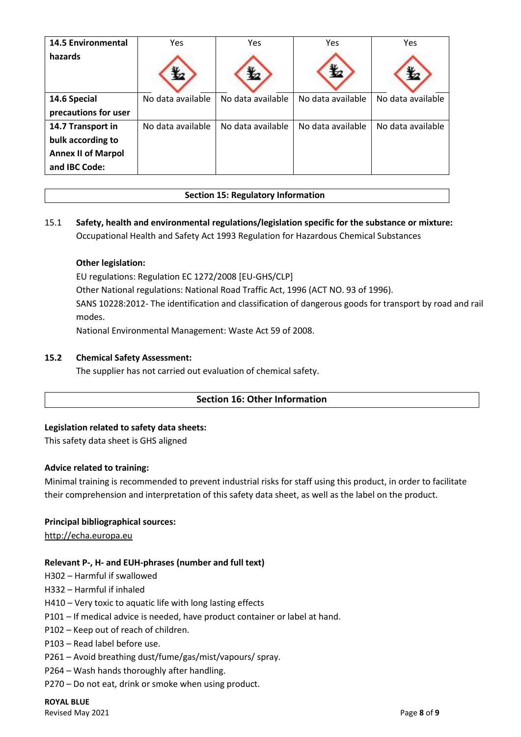| | | | | |
|---|---|---|---|---|
| **14.5 Environmental hazards** | Yes | Yes | Yes | Yes |
| **14.6 Special precautions for user** | No data available | No data available | No data available | No data available |
| **14.7 Transport in bulk according to Annex II of Marpol and IBC Code:** | No data available | No data available | No data available | No data available |

## Section 15: Regulatory Information

**15.1 Safety, health and environmental regulations/legislation specific for the substance or mixture:**
Occupational Health and Safety Act 1993 Regulation for Hazardous Chemical Substances

**Other legislation:**
EU regulations: Regulation EC 1272/2008 [EU-GHS/CLP]
Other National regulations: National Road Traffic Act, 1996 (ACT NO. 93 of 1996).
SANS 10228:2012- The identification and classification of dangerous goods for transport by road and rail modes.
National Environmental Management: Waste Act 59 of 2008.

**15.2 Chemical Safety Assessment:**
The supplier has not carried out evaluation of chemical safety.

## Section 16: Other Information

**Legislation related to safety data sheets:**
This safety data sheet is GHS aligned

**Advice related to training:**
Minimal training is recommended to prevent industrial risks for staff using this product, in order to facilitate their comprehension and interpretation of this safety data sheet, as well as the label on the product.

**Principal bibliographical sources:**
http://echa.europa.eu

**Relevant P-, H- and EUH-phrases (number and full text)**
H302 – Harmful if swallowed
H332 – Harmful if inhaled
H410 – Very toxic to aquatic life with long lasting effects
P101 – If medical advice is needed, have product container or label at hand.
P102 – Keep out of reach of children.
P103 – Read label before use.
P261 – Avoid breathing dust/fume/gas/mist/vapours/ spray.
P264 – Wash hands thoroughly after handling.
P270 – Do not eat, drink or smoke when using product.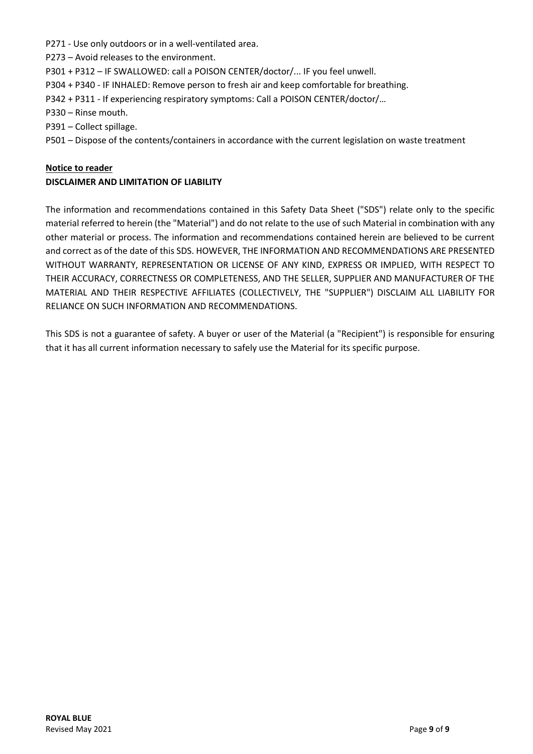P271 - Use only outdoors or in a well-ventilated area.

P273 – Avoid releases to the environment.

P301 + P312 – IF SWALLOWED: call a POISON CENTER/doctor/... IF you feel unwell.

P304 + P340 - IF INHALED: Remove person to fresh air and keep comfortable for breathing.

P342 + P311 - If experiencing respiratory symptoms: Call a POISON CENTER/doctor/…

P330 – Rinse mouth.

P391 – Collect spillage.

P501 – Dispose of the contents/containers in accordance with the current legislation on waste treatment

**Notice to reader**

**DISCLAIMER AND LIMITATION OF LIABILITY**

The information and recommendations contained in this Safety Data Sheet ("SDS") relate only to the specific material referred to herein (the "Material") and do not relate to the use of such Material in combination with any other material or process. The information and recommendations contained herein are believed to be current and correct as of the date of this SDS. HOWEVER, THE INFORMATION AND RECOMMENDATIONS ARE PRESENTED WITHOUT WARRANTY, REPRESENTATION OR LICENSE OF ANY KIND, EXPRESS OR IMPLIED, WITH RESPECT TO THEIR ACCURACY, CORRECTNESS OR COMPLETENESS, AND THE SELLER, SUPPLIER AND MANUFACTURER OF THE MATERIAL AND THEIR RESPECTIVE AFFILIATES (COLLECTIVELY, THE "SUPPLIER") DISCLAIM ALL LIABILITY FOR RELIANCE ON SUCH INFORMATION AND RECOMMENDATIONS.

This SDS is not a guarantee of safety. A buyer or user of the Material (a "Recipient") is responsible for ensuring that it has all current information necessary to safely use the Material for its specific purpose.